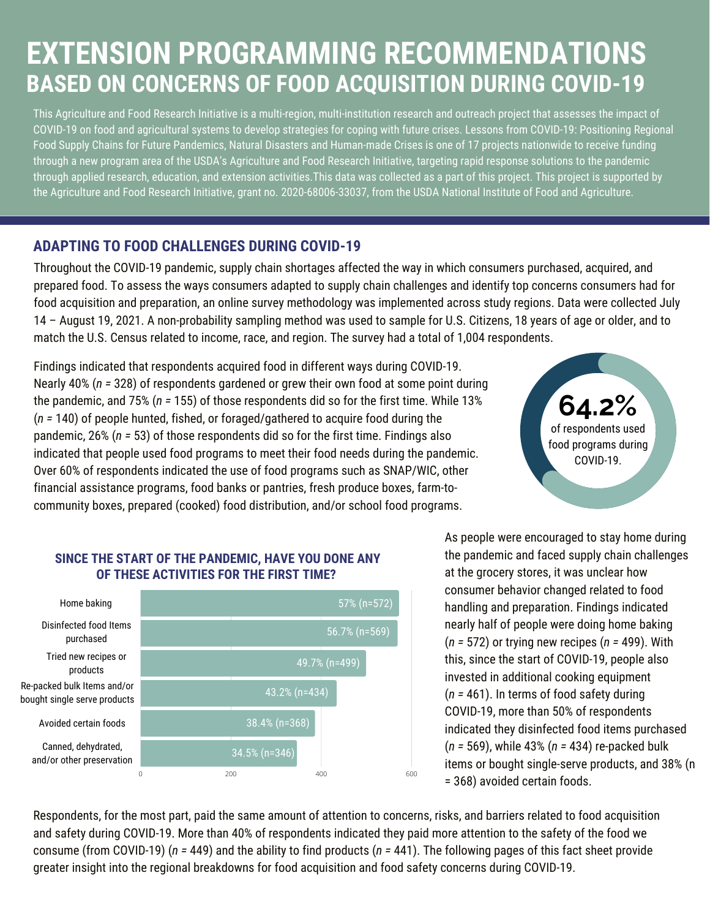# EXTENSION PROGRAMMING RECOMMENDATIONS

## BASED ON CONCERNS OF FOOD ACQUISITION DURING COVID-19

This Agriculture and Food Research Initiative is a multi-region, multi-institution research and outreach project that assesses the impact of COVID-19 on food and agricultural systems to develop strategies for coping with future crises. Lessons from COVID-19: Positioning Regional Food Supply Chains for Future Pandemics, Natural Disasters and Human-made Crises is one of 17 projects nationwide to receive funding through a new program area of the USDA's Agriculture and Food Research Initiative, targeting rapid response solutions to the pandemic through applied research, education, and extension activities.This data was collected as a part of this project. This project is supported by the Agriculture and Food Research Initiative, grant no. 2020-68006-33037, from the USDA National Institute of Food and Agriculture.

### ADAPTING TO FOOD CHALLENGES DURING COVID-19

Throughout the COVID-19 pandemic, supply chain shortages affected the way in which consumers purchased, acquired, and prepared food. To assess the ways consumers adapted to supply chain challenges and identify top concerns consumers had for food acquisition and preparation, an online survey methodology was implemented across study regions. Data were collected July 14 – August 19, 2021. A non-probability sampling method was used to sample for U.S. Citizens, 18 years of age or older, and to match the U.S. Census related to income, race, and region. The survey had a total of 1,004 respondents.

Findings indicated that respondents acquired food in different ways during COVID-19. Nearly 40% (*n* = 328) of respondents gardened or grew their own food at some point during the pandemic, and 75% (*n* = 155) of those respondents did so for the first time. While 13% (*n* = 140) of people hunted, fished, or foraged/gathered to acquire food during the pandemic, 26% (*n* = 53) of those respondents did so for the first time. Findings also indicated that people used food programs to meet their food needs during the pandemic. Over 60% of respondents indicated the use of food programs such as SNAP/WIC, other financial assistance programs, food banks or pantries, fresh produce boxes, farm-to-community boxes, prepared (cooked) food distribution, and/or school food programs.

**64.2%** of respondents used food programs during COVID-19.

**SINCE THE START OF THE PANDEMIC, HAVE YOU DONE ANY OF THESE ACTIVITIES FOR THE FIRST TIME?**

| Activity | Percent (n) |
|---|---|
| Home baking | 57% (n=572) |
| Disinfected food Items purchased | 56.7% (n=569) |
| Tried new recipes or products | 49.7% (n=499) |
| Re-packed bulk Items and/or bought single serve products | 43.2% (n=434) |
| Avoided certain foods | 38.4% (n=368) |
| Canned, dehydrated, and/or other preservation | 34.5% (n=346) |

As people were encouraged to stay home during the pandemic and faced supply chain challenges at the grocery stores, it was unclear how consumer behavior changed related to food handling and preparation. Findings indicated nearly half of people were doing home baking (*n* = 572) or trying new recipes (*n* = 499). With this, since the start of COVID-19, people also invested in additional cooking equipment (*n* = 461). In terms of food safety during COVID-19, more than 50% of respondents indicated they disinfected food items purchased (*n* = 569), while 43% (*n* = 434) re-packed bulk items or bought single-serve products, and 38% (n = 368) avoided certain foods.

Respondents, for the most part, paid the same amount of attention to concerns, risks, and barriers related to food acquisition and safety during COVID-19. More than 40% of respondents indicated they paid more attention to the safety of the food we consume (from COVID-19) (*n* = 449) and the ability to find products (*n* = 441). The following pages of this fact sheet provide greater insight into the regional breakdowns for food acquisition and food safety concerns during COVID-19.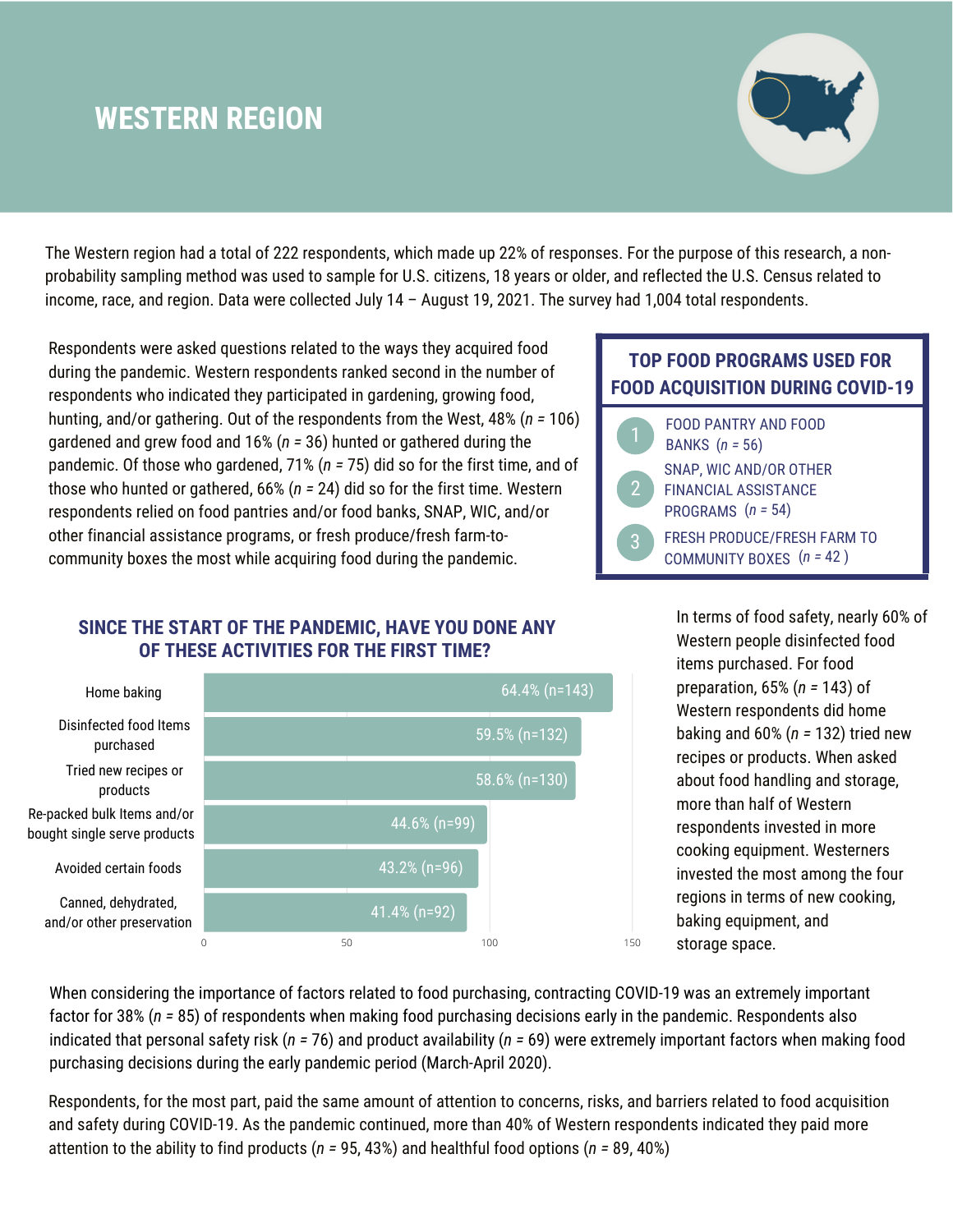# WESTERN REGION

The Western region had a total of 222 respondents, which made up 22% of responses. For the purpose of this research, a non-probability sampling method was used to sample for U.S. citizens, 18 years or older, and reflected the U.S. Census related to income, race, and region. Data were collected July 14 – August 19, 2021. The survey had 1,004 total respondents.

Respondents were asked questions related to the ways they acquired food during the pandemic. Western respondents ranked second in the number of respondents who indicated they participated in gardening, growing food, hunting, and/or gathering. Out of the respondents from the West, 48% (*n* = 106) gardened and grew food and 16% (*n* = 36) hunted or gathered during the pandemic. Of those who gardened, 71% (*n* = 75) did so for the first time, and of those who hunted or gathered, 66% (*n* = 24) did so for the first time. Western respondents relied on food pantries and/or food banks, SNAP, WIC, and/or other financial assistance programs, or fresh produce/fresh farm-to-community boxes the most while acquiring food during the pandemic.

### TOP FOOD PROGRAMS USED FOR FOOD ACQUISITION DURING COVID-19

1. FOOD PANTRY AND FOOD BANKS (*n* = 56)
2. SNAP, WIC AND/OR OTHER FINANCIAL ASSISTANCE PROGRAMS (*n* = 54)
3. FRESH PRODUCE/FRESH FARM TO COMMUNITY BOXES (*n* = 42 )

### SINCE THE START OF THE PANDEMIC, HAVE YOU DONE ANY OF THESE ACTIVITIES FOR THE FIRST TIME?

| Activity | Response |
|---|---|
| Home baking | 64.4% (n=143) |
| Disinfected food Items purchased | 59.5% (n=132) |
| Tried new recipes or products | 58.6% (n=130) |
| Re-packed bulk Items and/or bought single serve products | 44.6% (n=99) |
| Avoided certain foods | 43.2% (n=96) |
| Canned, dehydrated, and/or other preservation | 41.4% (n=92) |

In terms of food safety, nearly 60% of Western people disinfected food items purchased. For food preparation, 65% (*n* = 143) of Western respondents did home baking and 60% (*n* = 132) tried new recipes or products. When asked about food handling and storage, more than half of Western respondents invested in more cooking equipment. Westerners invested the most among the four regions in terms of new cooking, baking equipment, and storage space.

When considering the importance of factors related to food purchasing, contracting COVID-19 was an extremely important factor for 38% (*n* = 85) of respondents when making food purchasing decisions early in the pandemic. Respondents also indicated that personal safety risk (*n* = 76) and product availability (*n* = 69) were extremely important factors when making food purchasing decisions during the early pandemic period (March-April 2020).

Respondents, for the most part, paid the same amount of attention to concerns, risks, and barriers related to food acquisition and safety during COVID-19. As the pandemic continued, more than 40% of Western respondents indicated they paid more attention to the ability to find products (*n* = 95, 43%) and healthful food options (*n* = 89, 40%)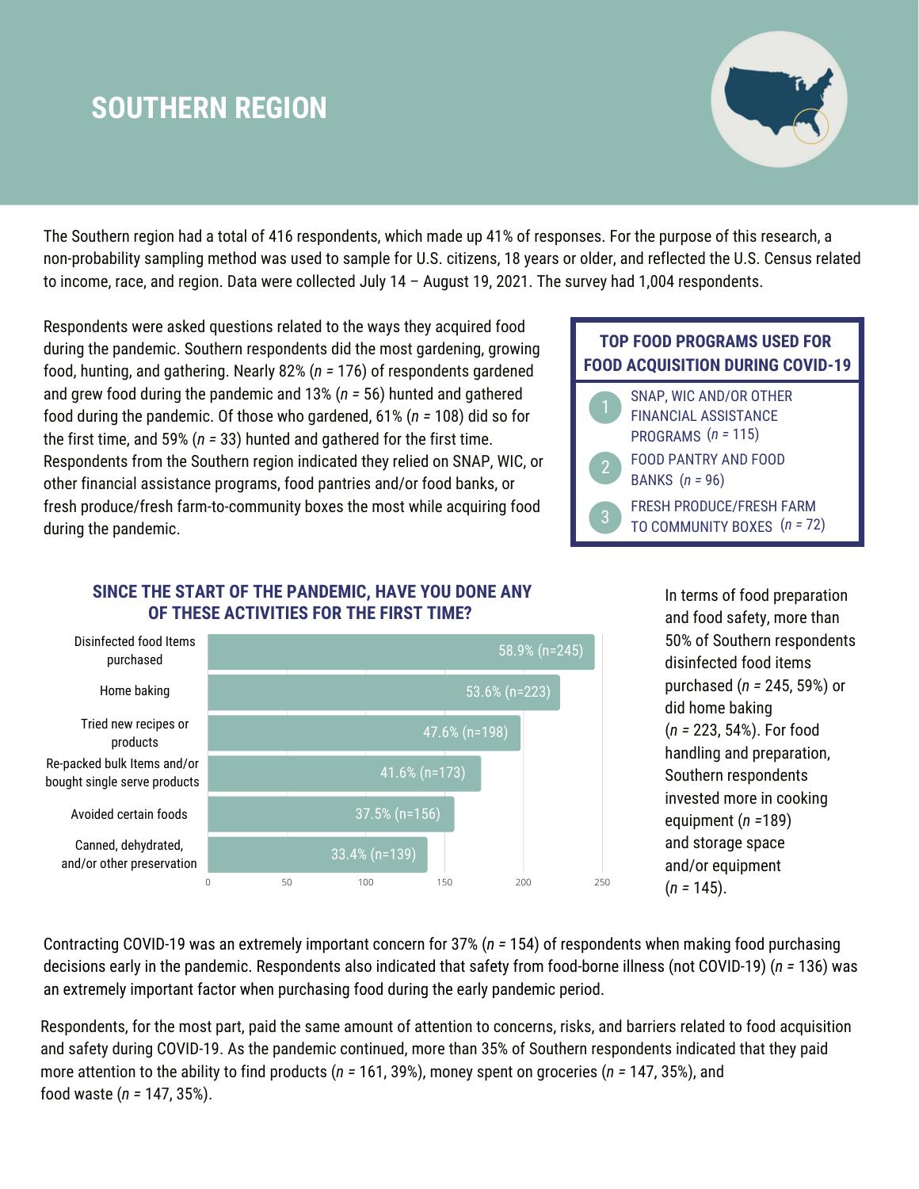# SOUTHERN REGION

The Southern region had a total of 416 respondents, which made up 41% of responses. For the purpose of this research, a non-probability sampling method was used to sample for U.S. citizens, 18 years or older, and reflected the U.S. Census related to income, race, and region. Data were collected July 14 – August 19, 2021. The survey had 1,004 respondents.

Respondents were asked questions related to the ways they acquired food during the pandemic. Southern respondents did the most gardening, growing food, hunting, and gathering. Nearly 82% (*n* = 176) of respondents gardened and grew food during the pandemic and 13% (*n* = 56) hunted and gathered food during the pandemic. Of those who gardened, 61% (*n* = 108) did so for the first time, and 59% (*n* = 33) hunted and gathered for the first time. Respondents from the Southern region indicated they relied on SNAP, WIC, or other financial assistance programs, food pantries and/or food banks, or fresh produce/fresh farm-to-community boxes the most while acquiring food during the pandemic.

### TOP FOOD PROGRAMS USED FOR FOOD ACQUISITION DURING COVID-19

1. SNAP, WIC AND/OR OTHER FINANCIAL ASSISTANCE PROGRAMS (*n* = 115)
2. FOOD PANTRY AND FOOD BANKS (*n* = 96)
3. FRESH PRODUCE/FRESH FARM TO COMMUNITY BOXES (*n* = 72)

### SINCE THE START OF THE PANDEMIC, HAVE YOU DONE ANY OF THESE ACTIVITIES FOR THE FIRST TIME?

| Activity | Response |
| --- | --- |
| Disinfected food Items purchased | 58.9% (n=245) |
| Home baking | 53.6% (n=223) |
| Tried new recipes or products | 47.6% (n=198) |
| Re-packed bulk Items and/or bought single serve products | 41.6% (n=173) |
| Avoided certain foods | 37.5% (n=156) |
| Canned, dehydrated, and/or other preservation | 33.4% (n=139) |

In terms of food preparation and food safety, more than 50% of Southern respondents disinfected food items purchased (*n* = 245, 59%) or did home baking (*n* = 223, 54%). For food handling and preparation, Southern respondents invested more in cooking equipment (*n* =189) and storage space and/or equipment (*n* = 145).

Contracting COVID-19 was an extremely important concern for 37% (*n* = 154) of respondents when making food purchasing decisions early in the pandemic. Respondents also indicated that safety from food-borne illness (not COVID-19) (*n* = 136) was an extremely important factor when purchasing food during the early pandemic period.

Respondents, for the most part, paid the same amount of attention to concerns, risks, and barriers related to food acquisition and safety during COVID-19. As the pandemic continued, more than 35% of Southern respondents indicated that they paid more attention to the ability to find products (*n* = 161, 39%), money spent on groceries (*n* = 147, 35%), and food waste (*n* = 147, 35%).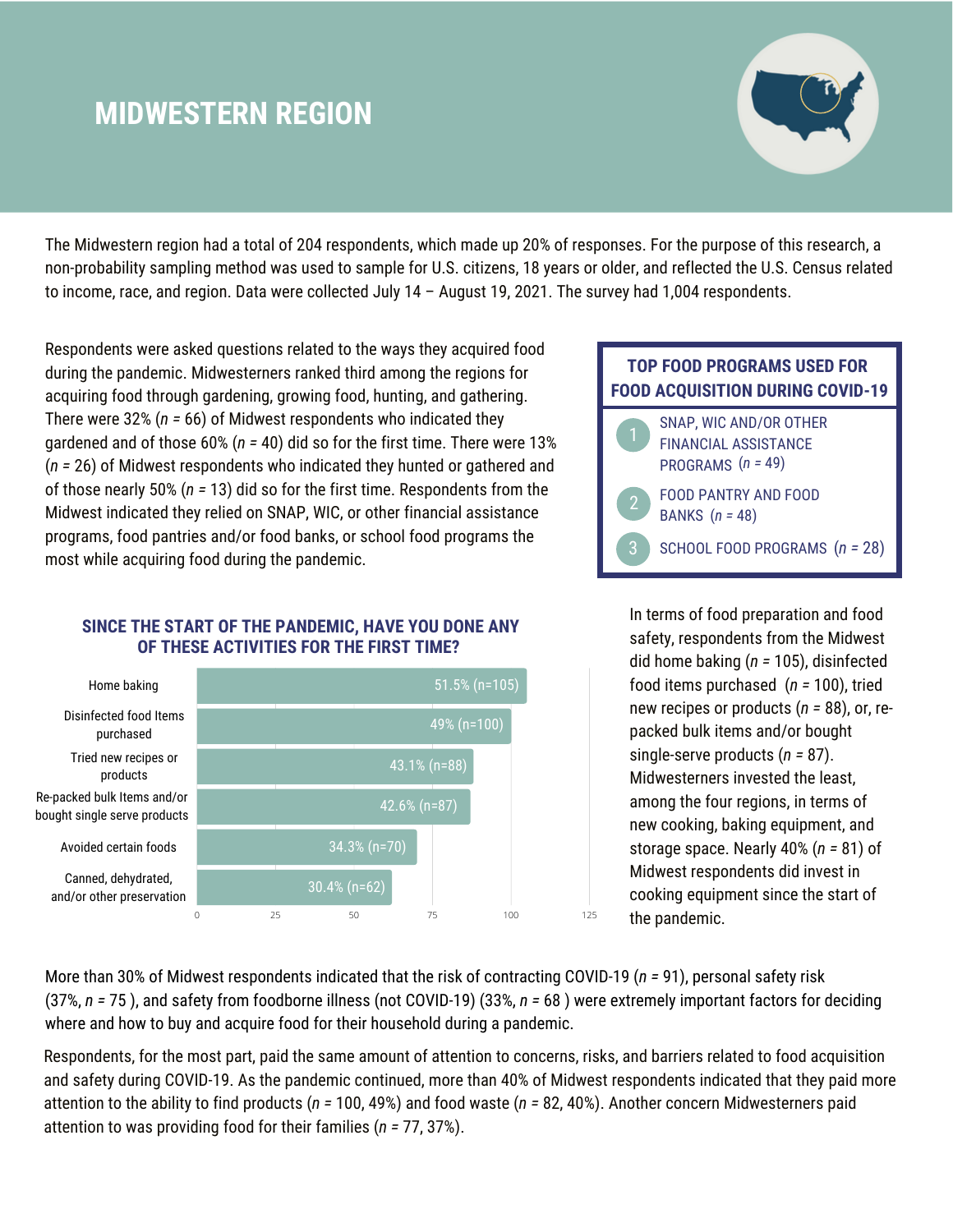# MIDWESTERN REGION

The Midwestern region had a total of 204 respondents, which made up 20% of responses. For the purpose of this research, a non-probability sampling method was used to sample for U.S. citizens, 18 years or older, and reflected the U.S. Census related to income, race, and region. Data were collected July 14 – August 19, 2021. The survey had 1,004 respondents.

Respondents were asked questions related to the ways they acquired food during the pandemic. Midwesterners ranked third among the regions for acquiring food through gardening, growing food, hunting, and gathering. There were 32% (*n* = 66) of Midwest respondents who indicated they gardened and of those 60% (*n* = 40) did so for the first time. There were 13% (*n* = 26) of Midwest respondents who indicated they hunted or gathered and of those nearly 50% (*n* = 13) did so for the first time. Respondents from the Midwest indicated they relied on SNAP, WIC, or other financial assistance programs, food pantries and/or food banks, or school food programs the most while acquiring food during the pandemic.

### TOP FOOD PROGRAMS USED FOR FOOD ACQUISITION DURING COVID-19

1. SNAP, WIC AND/OR OTHER FINANCIAL ASSISTANCE PROGRAMS (*n* = 49)
2. FOOD PANTRY AND FOOD BANKS (*n* = 48)
3. SCHOOL FOOD PROGRAMS (*n* = 28)

### SINCE THE START OF THE PANDEMIC, HAVE YOU DONE ANY OF THESE ACTIVITIES FOR THE FIRST TIME?

| Activity | Percent (n) |
|---|---|
| Home baking | 51.5% (n=105) |
| Disinfected food Items purchased | 49% (n=100) |
| Tried new recipes or products | 43.1% (n=88) |
| Re-packed bulk Items and/or bought single serve products | 42.6% (n=87) |
| Avoided certain foods | 34.3% (n=70) |
| Canned, dehydrated, and/or other preservation | 30.4% (n=62) |

In terms of food preparation and food safety, respondents from the Midwest did home baking (*n* = 105), disinfected food items purchased (*n* = 100), tried new recipes or products (*n* = 88), or, re-packed bulk items and/or bought single-serve products (*n* = 87). Midwesterners invested the least, among the four regions, in terms of new cooking, baking equipment, and storage space. Nearly 40% (*n* = 81) of Midwest respondents did invest in cooking equipment since the start of the pandemic.

More than 30% of Midwest respondents indicated that the risk of contracting COVID-19 (*n* = 91), personal safety risk (37%, *n* = 75 ), and safety from foodborne illness (not COVID-19) (33%, *n* = 68 ) were extremely important factors for deciding where and how to buy and acquire food for their household during a pandemic.

Respondents, for the most part, paid the same amount of attention to concerns, risks, and barriers related to food acquisition and safety during COVID-19. As the pandemic continued, more than 40% of Midwest respondents indicated that they paid more attention to the ability to find products (*n* = 100, 49%) and food waste (*n* = 82, 40%). Another concern Midwesterners paid attention to was providing food for their families (*n* = 77, 37%).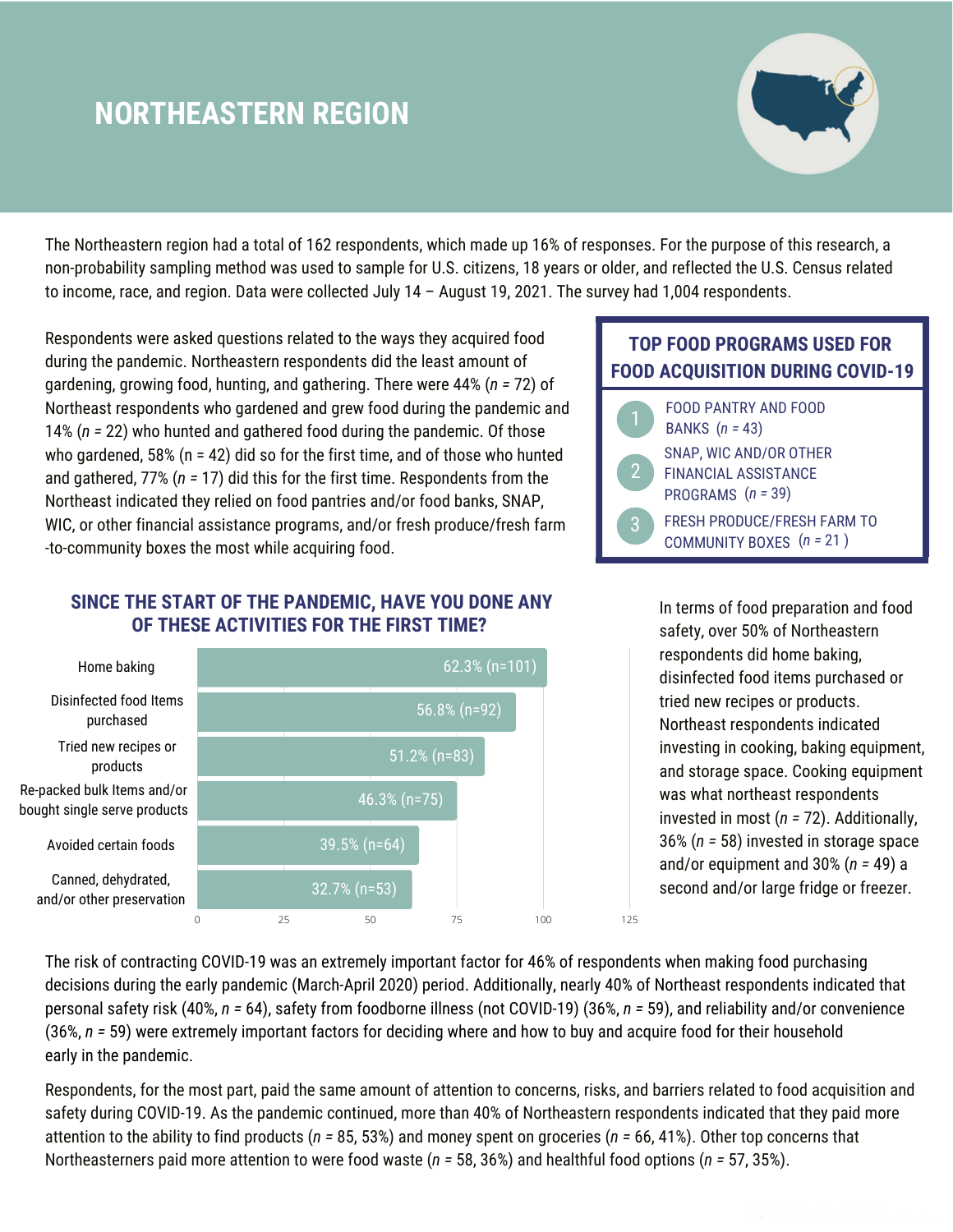# NORTHEASTERN REGION

The Northeastern region had a total of 162 respondents, which made up 16% of responses. For the purpose of this research, a non-probability sampling method was used to sample for U.S. citizens, 18 years or older, and reflected the U.S. Census related to income, race, and region. Data were collected July 14 – August 19, 2021. The survey had 1,004 respondents.

Respondents were asked questions related to the ways they acquired food during the pandemic. Northeastern respondents did the least amount of gardening, growing food, hunting, and gathering. There were 44% (*n* = 72) of Northeast respondents who gardened and grew food during the pandemic and 14% (*n* = 22) who hunted and gathered food during the pandemic. Of those who gardened, 58% (n = 42) did so for the first time, and of those who hunted and gathered, 77% (*n* = 17) did this for the first time. Respondents from the Northeast indicated they relied on food pantries and/or food banks, SNAP, WIC, or other financial assistance programs, and/or fresh produce/fresh farm-to-community boxes the most while acquiring food.

## TOP FOOD PROGRAMS USED FOR FOOD ACQUISITION DURING COVID-19

1. FOOD PANTRY AND FOOD BANKS (*n* = 43)
2. SNAP, WIC AND/OR OTHER FINANCIAL ASSISTANCE PROGRAMS (*n* = 39)
3. FRESH PRODUCE/FRESH FARM TO COMMUNITY BOXES (*n* = 21)

## SINCE THE START OF THE PANDEMIC, HAVE YOU DONE ANY OF THESE ACTIVITIES FOR THE FIRST TIME?

| Activity | Response |
| --- | --- |
| Home baking | 62.3% (n=101) |
| Disinfected food Items purchased | 56.8% (n=92) |
| Tried new recipes or products | 51.2% (n=83) |
| Re-packed bulk Items and/or bought single serve products | 46.3% (n=75) |
| Avoided certain foods | 39.5% (n=64) |
| Canned, dehydrated, and/or other preservation | 32.7% (n=53) |

In terms of food preparation and food safety, over 50% of Northeastern respondents did home baking, disinfected food items purchased or tried new recipes or products. Northeast respondents indicated investing in cooking, baking equipment, and storage space. Cooking equipment was what northeast respondents invested in most (*n* = 72). Additionally, 36% (*n* = 58) invested in storage space and/or equipment and 30% (*n* = 49) a second and/or large fridge or freezer.

The risk of contracting COVID-19 was an extremely important factor for 46% of respondents when making food purchasing decisions during the early pandemic (March-April 2020) period. Additionally, nearly 40% of Northeast respondents indicated that personal safety risk (40%, *n* = 64), safety from foodborne illness (not COVID-19) (36%, *n* = 59), and reliability and/or convenience (36%, *n* = 59) were extremely important factors for deciding where and how to buy and acquire food for their household early in the pandemic.

Respondents, for the most part, paid the same amount of attention to concerns, risks, and barriers related to food acquisition and safety during COVID-19. As the pandemic continued, more than 40% of Northeastern respondents indicated that they paid more attention to the ability to find products (*n* = 85, 53%) and money spent on groceries (*n* = 66, 41%). Other top concerns that Northeasterners paid more attention to were food waste (*n* = 58, 36%) and healthful food options (*n* = 57, 35%).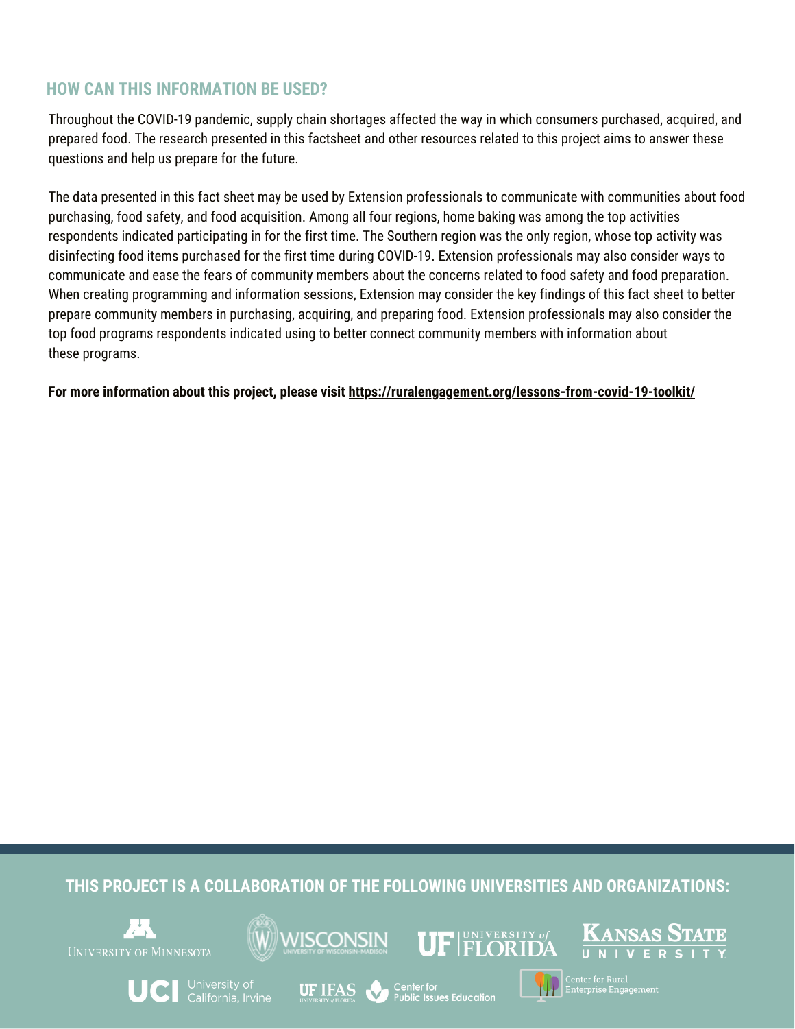## HOW CAN THIS INFORMATION BE USED?

Throughout the COVID-19 pandemic, supply chain shortages affected the way in which consumers purchased, acquired, and prepared food. The research presented in this factsheet and other resources related to this project aims to answer these questions and help us prepare for the future.

The data presented in this fact sheet may be used by Extension professionals to communicate with communities about food purchasing, food safety, and food acquisition. Among all four regions, home baking was among the top activities respondents indicated participating in for the first time. The Southern region was the only region, whose top activity was disinfecting food items purchased for the first time during COVID-19. Extension professionals may also consider ways to communicate and ease the fears of community members about the concerns related to food safety and food preparation. When creating programming and information sessions, Extension may consider the key findings of this fact sheet to better prepare community members in purchasing, acquiring, and preparing food. Extension professionals may also consider the top food programs respondents indicated using to better connect community members with information about these programs.

**For more information about this project, please visit https://ruralengagement.org/lessons-from-covid-19-toolkit/**

**THIS PROJECT IS A COLLABORATION OF THE FOLLOWING UNIVERSITIES AND ORGANIZATIONS:**

University of Minnesota

Wisconsin University of Wisconsin-Madison

UF University of Florida

Kansas State University

UCI University of California, Irvine

UF IFAS University of Florida Center for Public Issues Education

Center for Rural Enterprise Engagement